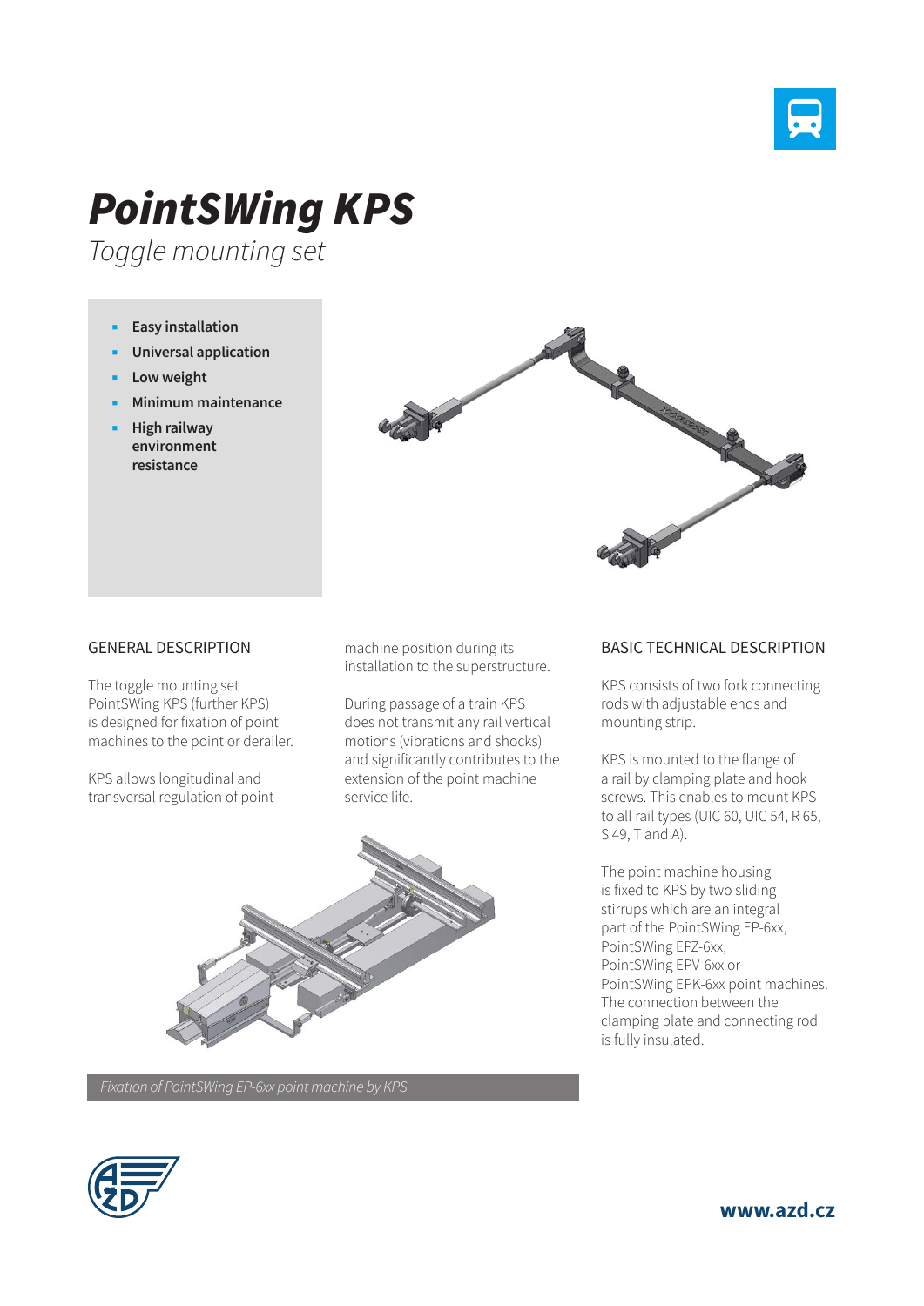# PointSWing KPS

*Toggle mounting set*

- **Easy installation**
- **Universal application**
- **Low weight**
- **Minimum maintenance**
- **High railway environment resistance**

## GENERAL DESCRIPTION

The toggle mounting set PointSWing KPS (further KPS) is designed for fixation of point machines to the point or derailer.

KPS allows longitudinal and transversal regulation of point machine position during its installation to the superstructure.

During passage of a train KPS does not transmit any rail vertical motions (vibrations and shocks) and significantly contributes to the extension of the point machine service life.

*Fixation of PointSWing EP-6xx point machine by KPS*

## BASIC TECHNICAL DESCRIPTION

KPS consists of two fork connecting rods with adjustable ends and mounting strip.

KPS is mounted to the flange of a rail by clamping plate and hook screws. This enables to mount KPS to all rail types (UIC 60, UIC 54, R 65, S 49, T and A).

The point machine housing is fixed to KPS by two sliding stirrups which are an integral part of the PointSWing EP-6xx, PointSWing EPZ-6xx, PointSWing EPV-6xx or PointSWing EPK-6xx point machines. The connection between the clamping plate and connecting rod is fully insulated.

**www.azd.cz**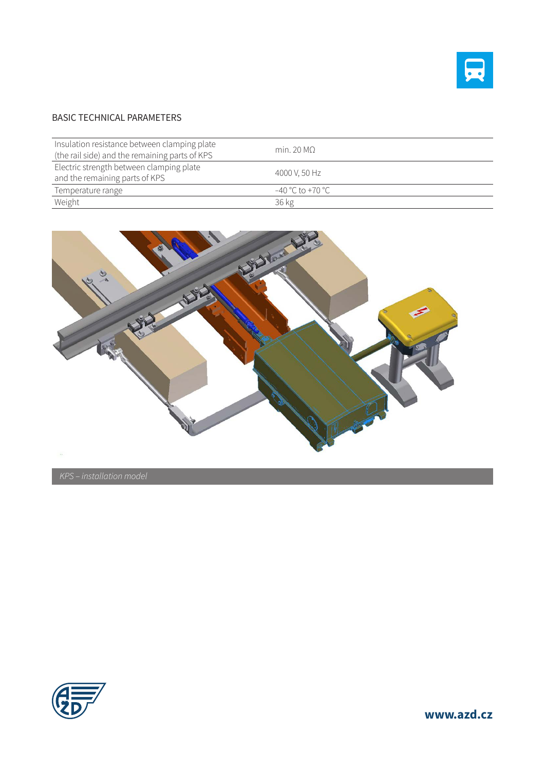BASIC TECHNICAL PARAMETERS

| | |
|---|---|
| Insulation resistance between clamping plate (the rail side) and the remaining parts of KPS | min. 20 MΩ |
| Electric strength between clamping plate and the remaining parts of KPS | 4000 V, 50 Hz |
| Temperature range | −40 °C to +70 °C |
| Weight | 36 kg |

*KPS – installation model*

www.azd.cz